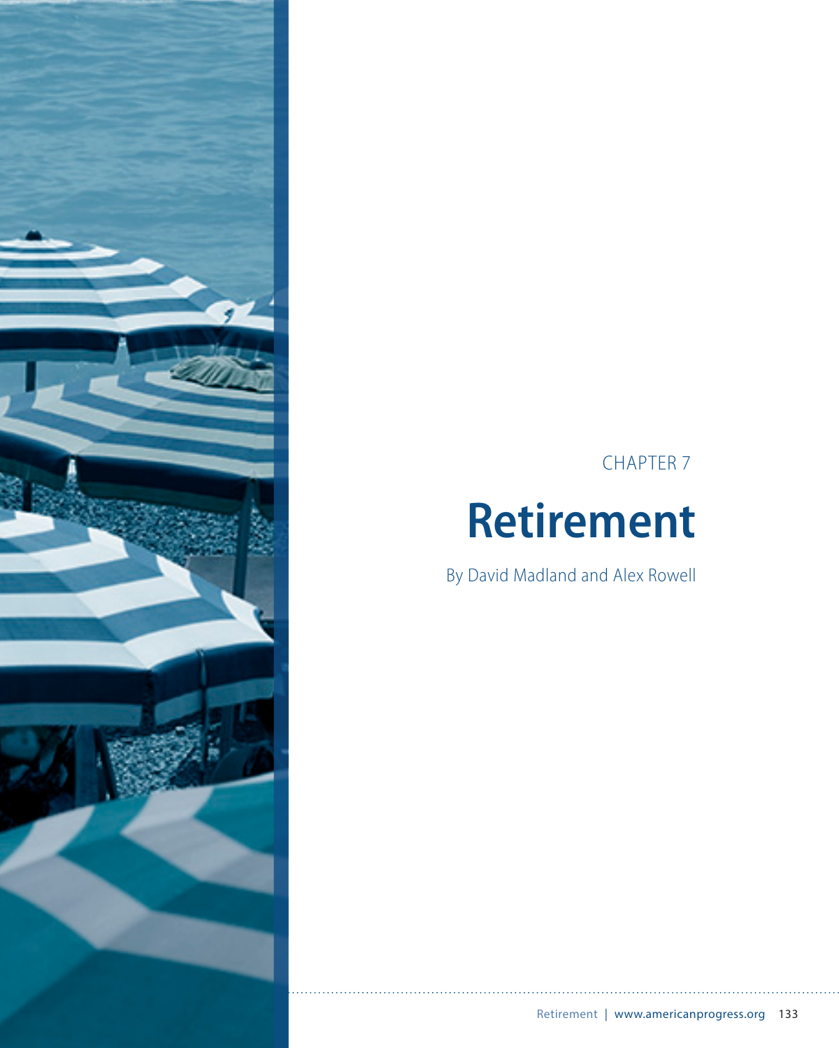CHAPTER 7

# Retirement

By David Madland and Alex Rowell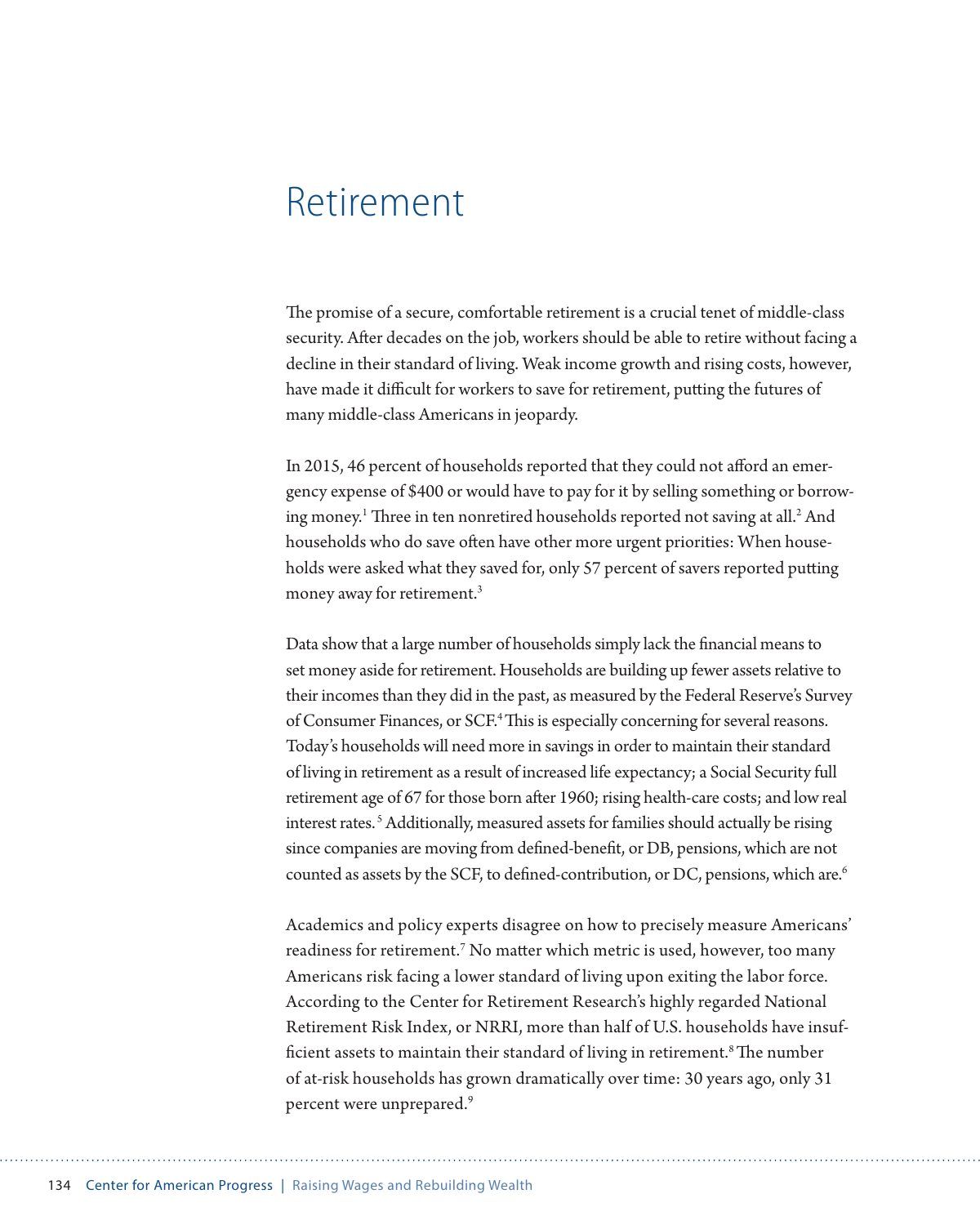# Retirement

The promise of a secure, comfortable retirement is a crucial tenet of middle-class security. After decades on the job, workers should be able to retire without facing a decline in their standard of living. Weak income growth and rising costs, however, have made it difficult for workers to save for retirement, putting the futures of many middle-class Americans in jeopardy.

In 2015, 46 percent of households reported that they could not afford an emergency expense of $400 or would have to pay for it by selling something or borrowing money.[1] Three in ten nonretired households reported not saving at all.[2] And households who do save often have other more urgent priorities: When households were asked what they saved for, only 57 percent of savers reported putting money away for retirement.[3]

Data show that a large number of households simply lack the financial means to set money aside for retirement. Households are building up fewer assets relative to their incomes than they did in the past, as measured by the Federal Reserve's Survey of Consumer Finances, or SCF.[4] This is especially concerning for several reasons. Today's households will need more in savings in order to maintain their standard of living in retirement as a result of increased life expectancy; a Social Security full retirement age of 67 for those born after 1960; rising health-care costs; and low real interest rates.[5] Additionally, measured assets for families should actually be rising since companies are moving from defined-benefit, or DB, pensions, which are not counted as assets by the SCF, to defined-contribution, or DC, pensions, which are.[6]

Academics and policy experts disagree on how to precisely measure Americans' readiness for retirement.[7] No matter which metric is used, however, too many Americans risk facing a lower standard of living upon exiting the labor force. According to the Center for Retirement Research's highly regarded National Retirement Risk Index, or NRRI, more than half of U.S. households have insufficient assets to maintain their standard of living in retirement.[8] The number of at-risk households has grown dramatically over time: 30 years ago, only 31 percent were unprepared.[9]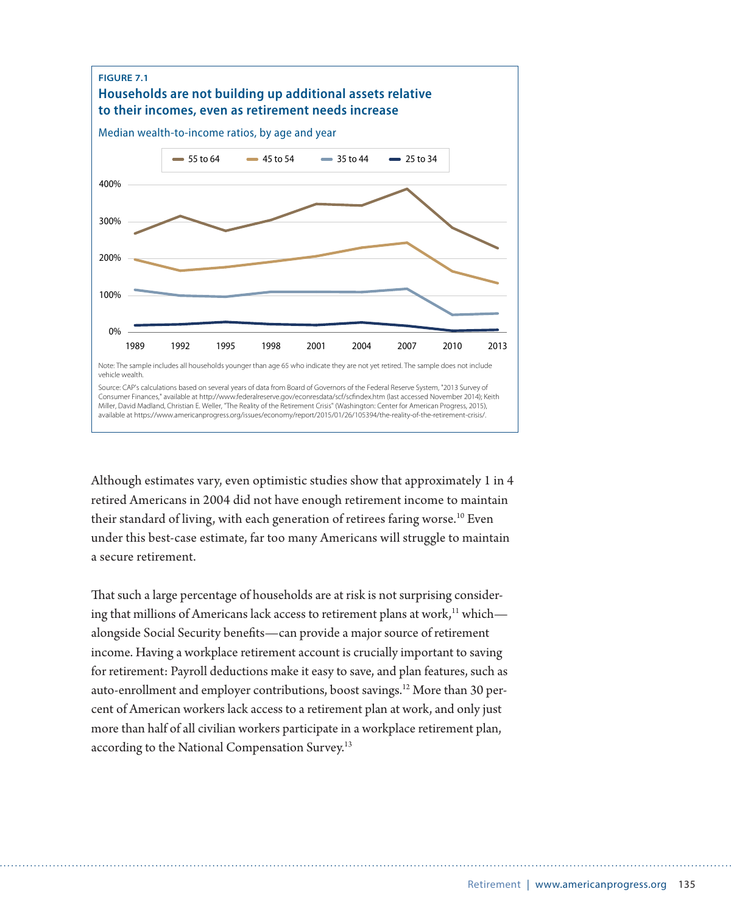FIGURE 7.1

**Households are not building up additional assets relative to their incomes, even as retirement needs increase**

Median wealth-to-income ratios, by age and year

Note: The sample includes all households younger than age 65 who indicate they are not yet retired. The sample does not include vehicle wealth.

Source: CAP's calculations based on several years of data from Board of Governors of the Federal Reserve System, "2013 Survey of Consumer Finances," available at http://www.federalreserve.gov/econresdata/scf/scfindex.htm (last accessed November 2014); Keith Miller, David Madland, Christian E. Weller, "The Reality of the Retirement Crisis" (Washington: Center for American Progress, 2015), available at https://www.americanprogress.org/issues/economy/report/2015/01/26/105394/the-reality-of-the-retirement-crisis/.

Although estimates vary, even optimistic studies show that approximately 1 in 4 retired Americans in 2004 did not have enough retirement income to maintain their standard of living, with each generation of retirees faring worse.[10] Even under this best-case estimate, far too many Americans will struggle to maintain a secure retirement.

That such a large percentage of households are at risk is not surprising considering that millions of Americans lack access to retirement plans at work,[11] which—alongside Social Security benefits—can provide a major source of retirement income. Having a workplace retirement account is crucially important to saving for retirement: Payroll deductions make it easy to save, and plan features, such as auto-enrollment and employer contributions, boost savings.[12] More than 30 percent of American workers lack access to a retirement plan at work, and only just more than half of all civilian workers participate in a workplace retirement plan, according to the National Compensation Survey.[13]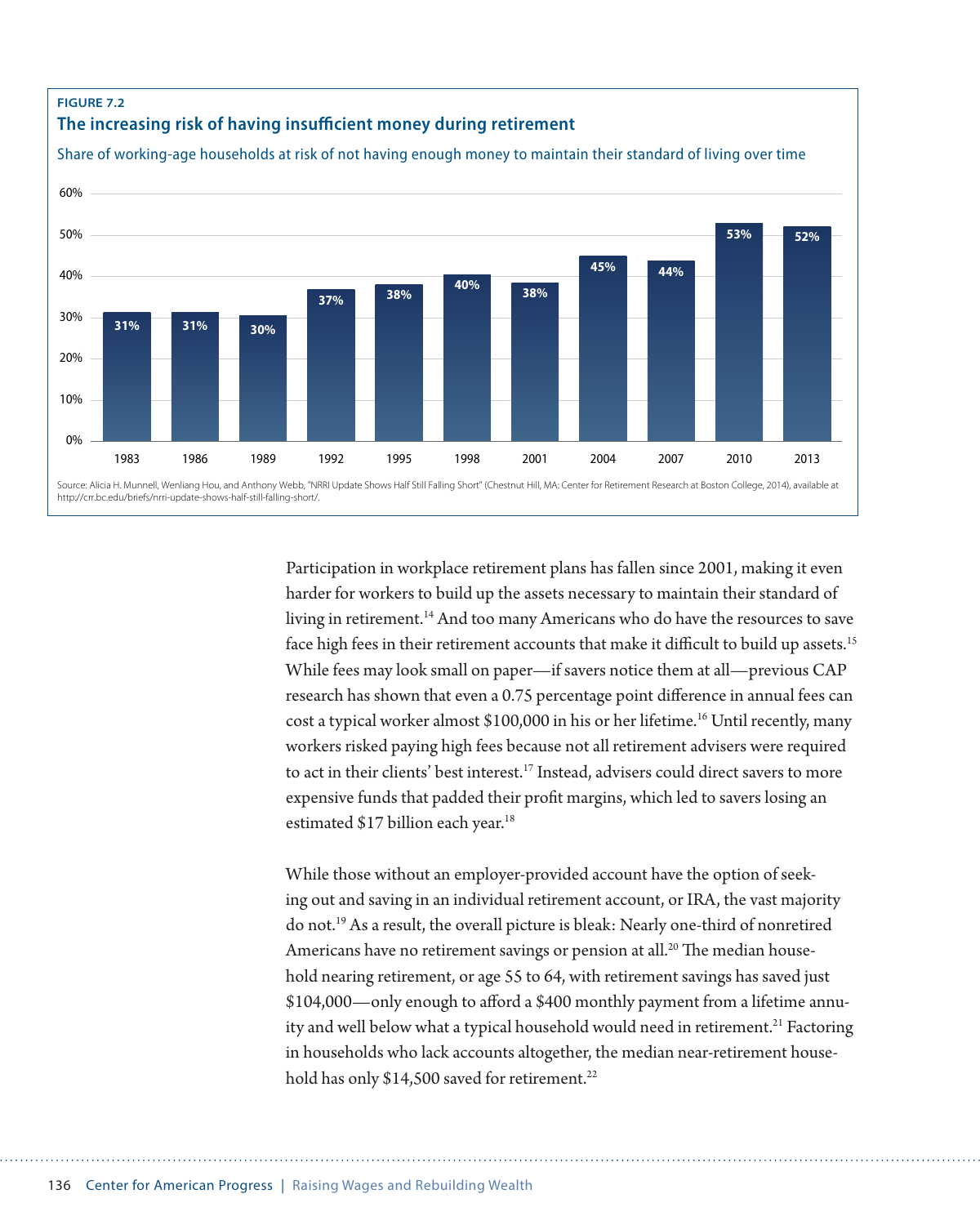**FIGURE 7.2**

**The increasing risk of having insufficient money during retirement**

Share of working-age households at risk of not having enough money to maintain their standard of living over time

| Year | Share |
|---|---|
| 1983 | 31% |
| 1986 | 31% |
| 1989 | 30% |
| 1992 | 37% |
| 1995 | 38% |
| 1998 | 40% |
| 2001 | 38% |
| 2004 | 45% |
| 2007 | 44% |
| 2010 | 53% |
| 2013 | 52% |

Source: Alicia H. Munnell, Wenliang Hou, and Anthony Webb, "NRRI Update Shows Half Still Falling Short" (Chestnut Hill, MA: Center for Retirement Research at Boston College, 2014), available at http://crr.bc.edu/briefs/nrri-update-shows-half-still-falling-short/.

Participation in workplace retirement plans has fallen since 2001, making it even harder for workers to build up the assets necessary to maintain their standard of living in retirement.[14] And too many Americans who do have the resources to save face high fees in their retirement accounts that make it difficult to build up assets.[15] While fees may look small on paper—if savers notice them at all—previous CAP research has shown that even a 0.75 percentage point difference in annual fees can cost a typical worker almost $100,000 in his or her lifetime.[16] Until recently, many workers risked paying high fees because not all retirement advisers were required to act in their clients' best interest.[17] Instead, advisers could direct savers to more expensive funds that padded their profit margins, which led to savers losing an estimated $17 billion each year.[18]

While those without an employer-provided account have the option of seeking out and saving in an individual retirement account, or IRA, the vast majority do not.[19] As a result, the overall picture is bleak: Nearly one-third of nonretired Americans have no retirement savings or pension at all.[20] The median household nearing retirement, or age 55 to 64, with retirement savings has saved just $104,000—only enough to afford a $400 monthly payment from a lifetime annuity and well below what a typical household would need in retirement.[21] Factoring in households who lack accounts altogether, the median near-retirement household has only $14,500 saved for retirement.[22]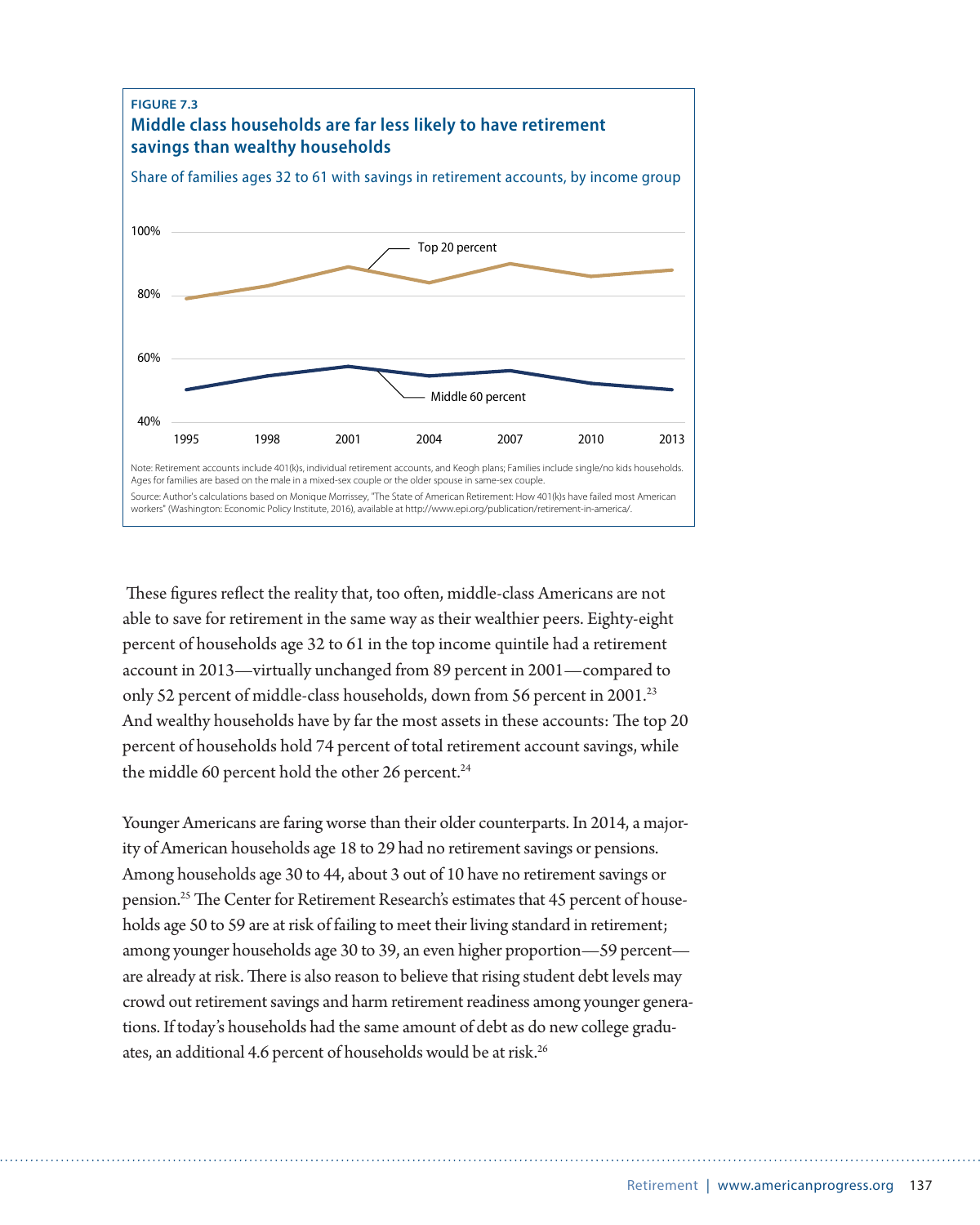**FIGURE 7.3**

**Middle class households are far less likely to have retirement savings than wealthy households**

Share of families ages 32 to 61 with savings in retirement accounts, by income group

Note: Retirement accounts include 401(k)s, individual retirement accounts, and Keogh plans; Families include single/no kids households. Ages for families are based on the male in a mixed-sex couple or the older spouse in same-sex couple.

Source: Author's calculations based on Monique Morrissey, "The State of American Retirement: How 401(k)s have failed most American workers" (Washington: Economic Policy Institute, 2016), available at http://www.epi.org/publication/retirement-in-america/.

These figures reflect the reality that, too often, middle-class Americans are not able to save for retirement in the same way as their wealthier peers. Eighty-eight percent of households age 32 to 61 in the top income quintile had a retirement account in 2013—virtually unchanged from 89 percent in 2001—compared to only 52 percent of middle-class households, down from 56 percent in 2001.[23] And wealthy households have by far the most assets in these accounts: The top 20 percent of households hold 74 percent of total retirement account savings, while the middle 60 percent hold the other 26 percent.[24]

Younger Americans are faring worse than their older counterparts. In 2014, a majority of American households age 18 to 29 had no retirement savings or pensions. Among households age 30 to 44, about 3 out of 10 have no retirement savings or pension.[25] The Center for Retirement Research's estimates that 45 percent of households age 50 to 59 are at risk of failing to meet their living standard in retirement; among younger households age 30 to 39, an even higher proportion—59 percent—are already at risk. There is also reason to believe that rising student debt levels may crowd out retirement savings and harm retirement readiness among younger generations. If today's households had the same amount of debt as do new college graduates, an additional 4.6 percent of households would be at risk.[26]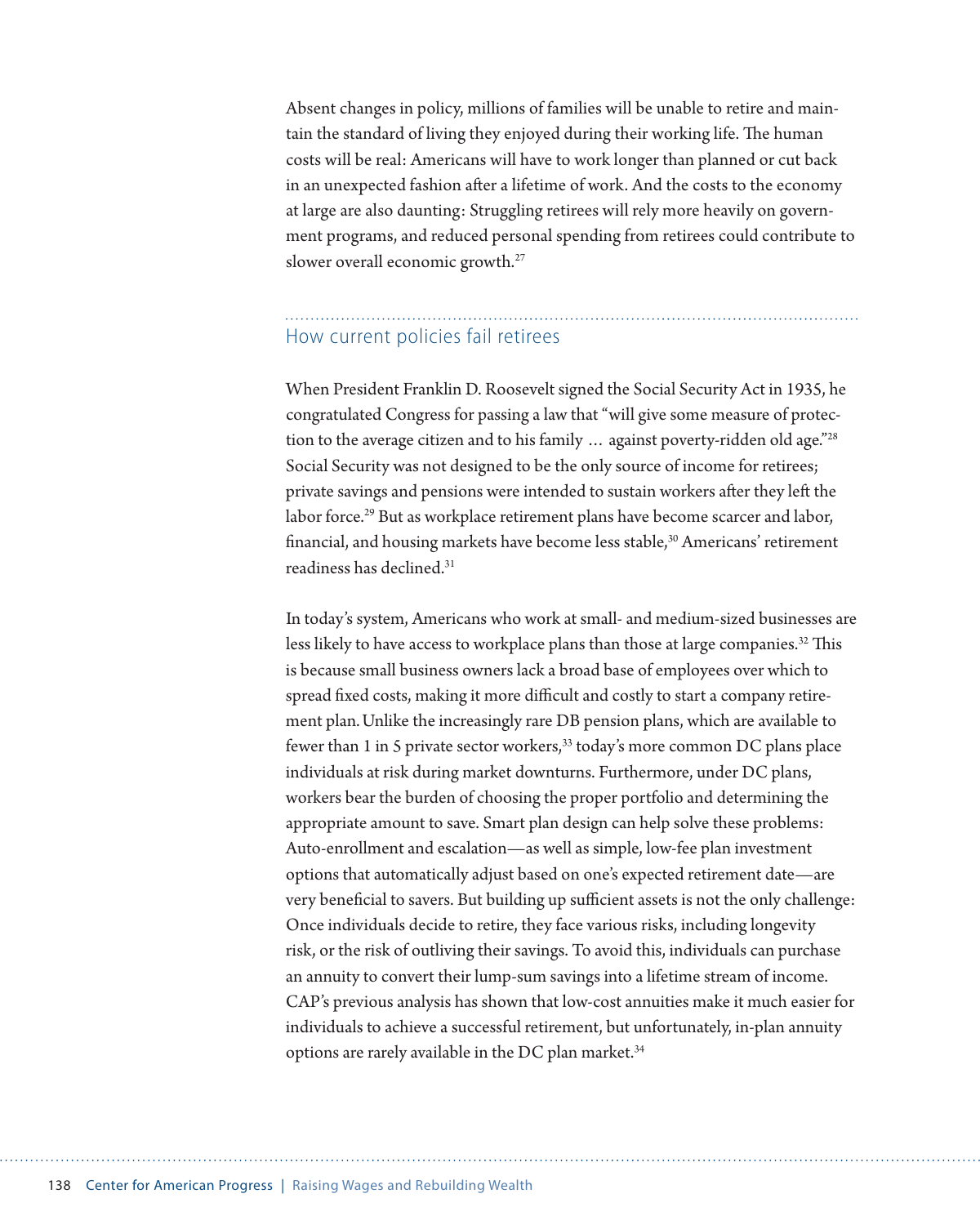Absent changes in policy, millions of families will be unable to retire and maintain the standard of living they enjoyed during their working life. The human costs will be real: Americans will have to work longer than planned or cut back in an unexpected fashion after a lifetime of work. And the costs to the economy at large are also daunting: Struggling retirees will rely more heavily on government programs, and reduced personal spending from retirees could contribute to slower overall economic growth.[27]

## How current policies fail retirees

When President Franklin D. Roosevelt signed the Social Security Act in 1935, he congratulated Congress for passing a law that "will give some measure of protection to the average citizen and to his family … against poverty-ridden old age."[28] Social Security was not designed to be the only source of income for retirees; private savings and pensions were intended to sustain workers after they left the labor force.[29] But as workplace retirement plans have become scarcer and labor, financial, and housing markets have become less stable,[30] Americans' retirement readiness has declined.[31]

In today's system, Americans who work at small- and medium-sized businesses are less likely to have access to workplace plans than those at large companies.[32] This is because small business owners lack a broad base of employees over which to spread fixed costs, making it more difficult and costly to start a company retirement plan. Unlike the increasingly rare DB pension plans, which are available to fewer than 1 in 5 private sector workers,[33] today's more common DC plans place individuals at risk during market downturns. Furthermore, under DC plans, workers bear the burden of choosing the proper portfolio and determining the appropriate amount to save. Smart plan design can help solve these problems: Auto-enrollment and escalation—as well as simple, low-fee plan investment options that automatically adjust based on one's expected retirement date—are very beneficial to savers. But building up sufficient assets is not the only challenge: Once individuals decide to retire, they face various risks, including longevity risk, or the risk of outliving their savings. To avoid this, individuals can purchase an annuity to convert their lump-sum savings into a lifetime stream of income. CAP's previous analysis has shown that low-cost annuities make it much easier for individuals to achieve a successful retirement, but unfortunately, in-plan annuity options are rarely available in the DC plan market.[34]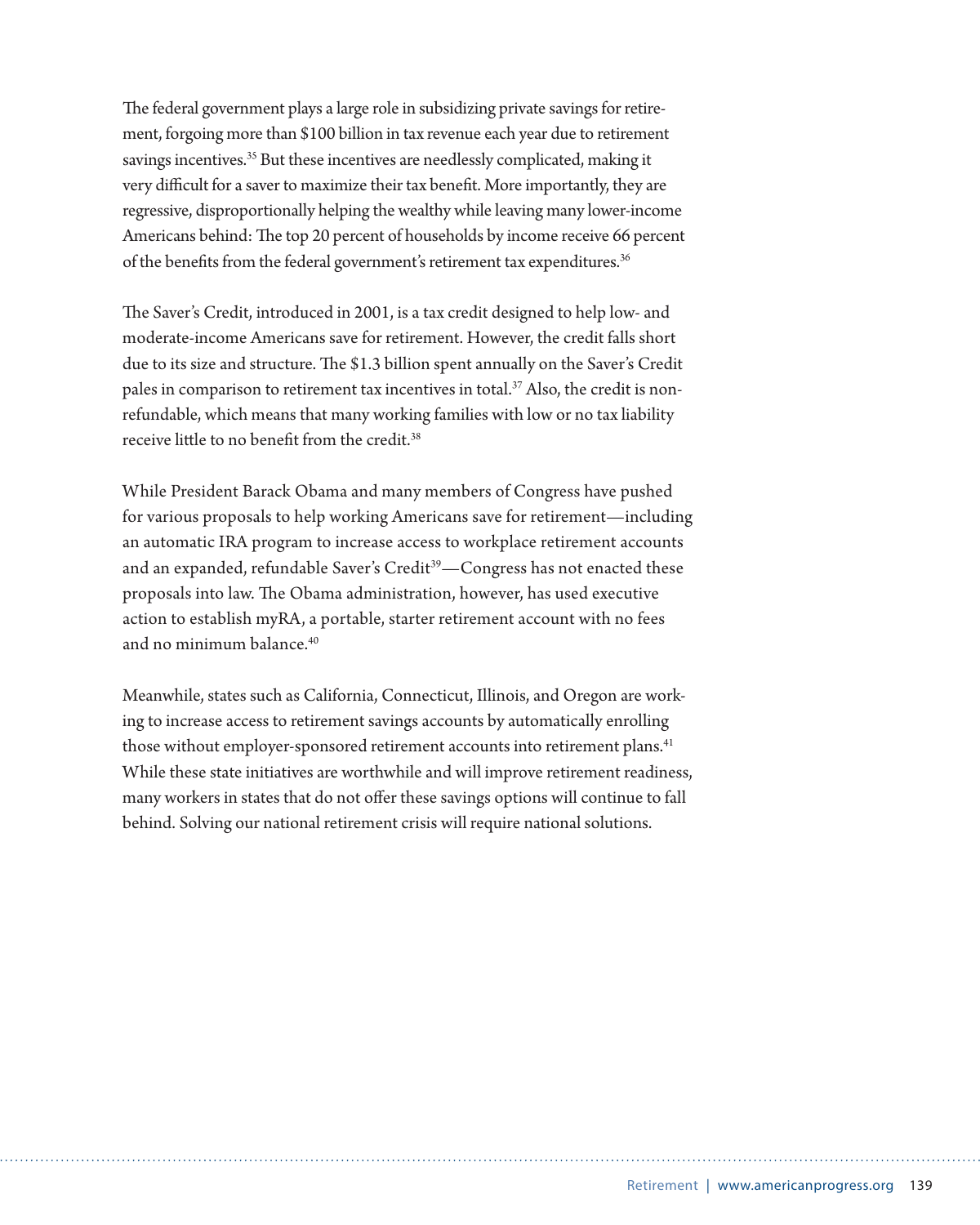The federal government plays a large role in subsidizing private savings for retirement, forgoing more than $100 billion in tax revenue each year due to retirement savings incentives.[35] But these incentives are needlessly complicated, making it very difficult for a saver to maximize their tax benefit. More importantly, they are regressive, disproportionally helping the wealthy while leaving many lower-income Americans behind: The top 20 percent of households by income receive 66 percent of the benefits from the federal government's retirement tax expenditures.[36]

The Saver's Credit, introduced in 2001, is a tax credit designed to help low- and moderate-income Americans save for retirement. However, the credit falls short due to its size and structure. The $1.3 billion spent annually on the Saver's Credit pales in comparison to retirement tax incentives in total.[37] Also, the credit is non-refundable, which means that many working families with low or no tax liability receive little to no benefit from the credit.[38]

While President Barack Obama and many members of Congress have pushed for various proposals to help working Americans save for retirement—including an automatic IRA program to increase access to workplace retirement accounts and an expanded, refundable Saver's Credit[39]—Congress has not enacted these proposals into law. The Obama administration, however, has used executive action to establish myRA, a portable, starter retirement account with no fees and no minimum balance.[40]

Meanwhile, states such as California, Connecticut, Illinois, and Oregon are working to increase access to retirement savings accounts by automatically enrolling those without employer-sponsored retirement accounts into retirement plans.[41] While these state initiatives are worthwhile and will improve retirement readiness, many workers in states that do not offer these savings options will continue to fall behind. Solving our national retirement crisis will require national solutions.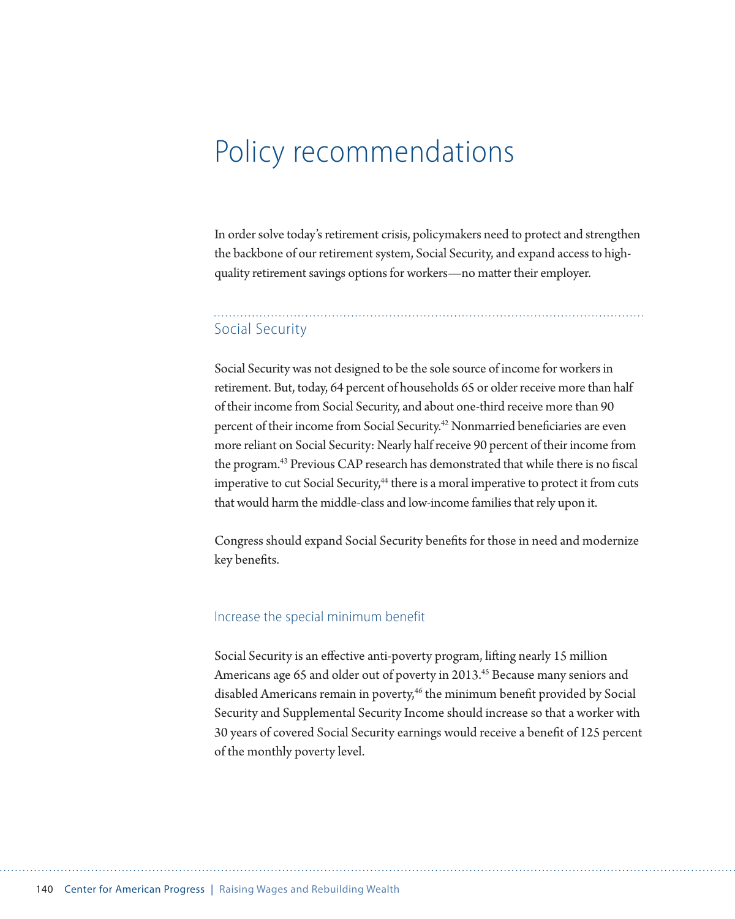# Policy recommendations

In order solve today's retirement crisis, policymakers need to protect and strengthen the backbone of our retirement system, Social Security, and expand access to high-quality retirement savings options for workers—no matter their employer.

## Social Security

Social Security was not designed to be the sole source of income for workers in retirement. But, today, 64 percent of households 65 or older receive more than half of their income from Social Security, and about one-third receive more than 90 percent of their income from Social Security.[42] Nonmarried beneficiaries are even more reliant on Social Security: Nearly half receive 90 percent of their income from the program.[43] Previous CAP research has demonstrated that while there is no fiscal imperative to cut Social Security,[44] there is a moral imperative to protect it from cuts that would harm the middle-class and low-income families that rely upon it.

Congress should expand Social Security benefits for those in need and modernize key benefits.

### Increase the special minimum benefit

Social Security is an effective anti-poverty program, lifting nearly 15 million Americans age 65 and older out of poverty in 2013.[45] Because many seniors and disabled Americans remain in poverty,[46] the minimum benefit provided by Social Security and Supplemental Security Income should increase so that a worker with 30 years of covered Social Security earnings would receive a benefit of 125 percent of the monthly poverty level.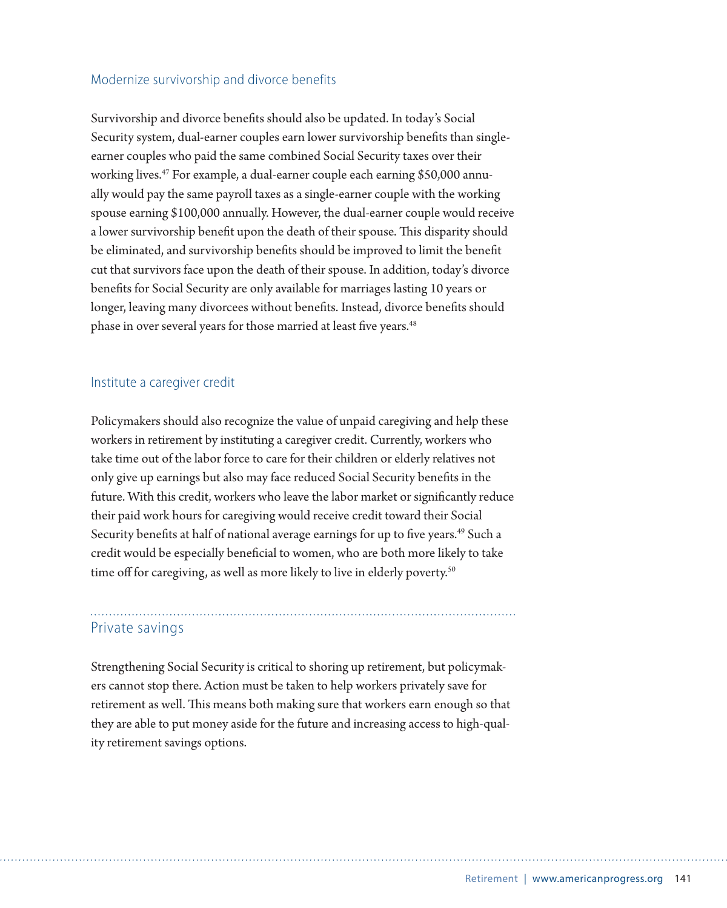### Modernize survivorship and divorce benefits

Survivorship and divorce benefits should also be updated. In today's Social Security system, dual-earner couples earn lower survivorship benefits than single-earner couples who paid the same combined Social Security taxes over their working lives.[47] For example, a dual-earner couple each earning $50,000 annually would pay the same payroll taxes as a single-earner couple with the working spouse earning $100,000 annually. However, the dual-earner couple would receive a lower survivorship benefit upon the death of their spouse. This disparity should be eliminated, and survivorship benefits should be improved to limit the benefit cut that survivors face upon the death of their spouse. In addition, today's divorce benefits for Social Security are only available for marriages lasting 10 years or longer, leaving many divorcees without benefits. Instead, divorce benefits should phase in over several years for those married at least five years.[48]

### Institute a caregiver credit

Policymakers should also recognize the value of unpaid caregiving and help these workers in retirement by instituting a caregiver credit. Currently, workers who take time out of the labor force to care for their children or elderly relatives not only give up earnings but also may face reduced Social Security benefits in the future. With this credit, workers who leave the labor market or significantly reduce their paid work hours for caregiving would receive credit toward their Social Security benefits at half of national average earnings for up to five years.[49] Such a credit would be especially beneficial to women, who are both more likely to take time off for caregiving, as well as more likely to live in elderly poverty.[50]

## Private savings

Strengthening Social Security is critical to shoring up retirement, but policymakers cannot stop there. Action must be taken to help workers privately save for retirement as well. This means both making sure that workers earn enough so that they are able to put money aside for the future and increasing access to high-quality retirement savings options.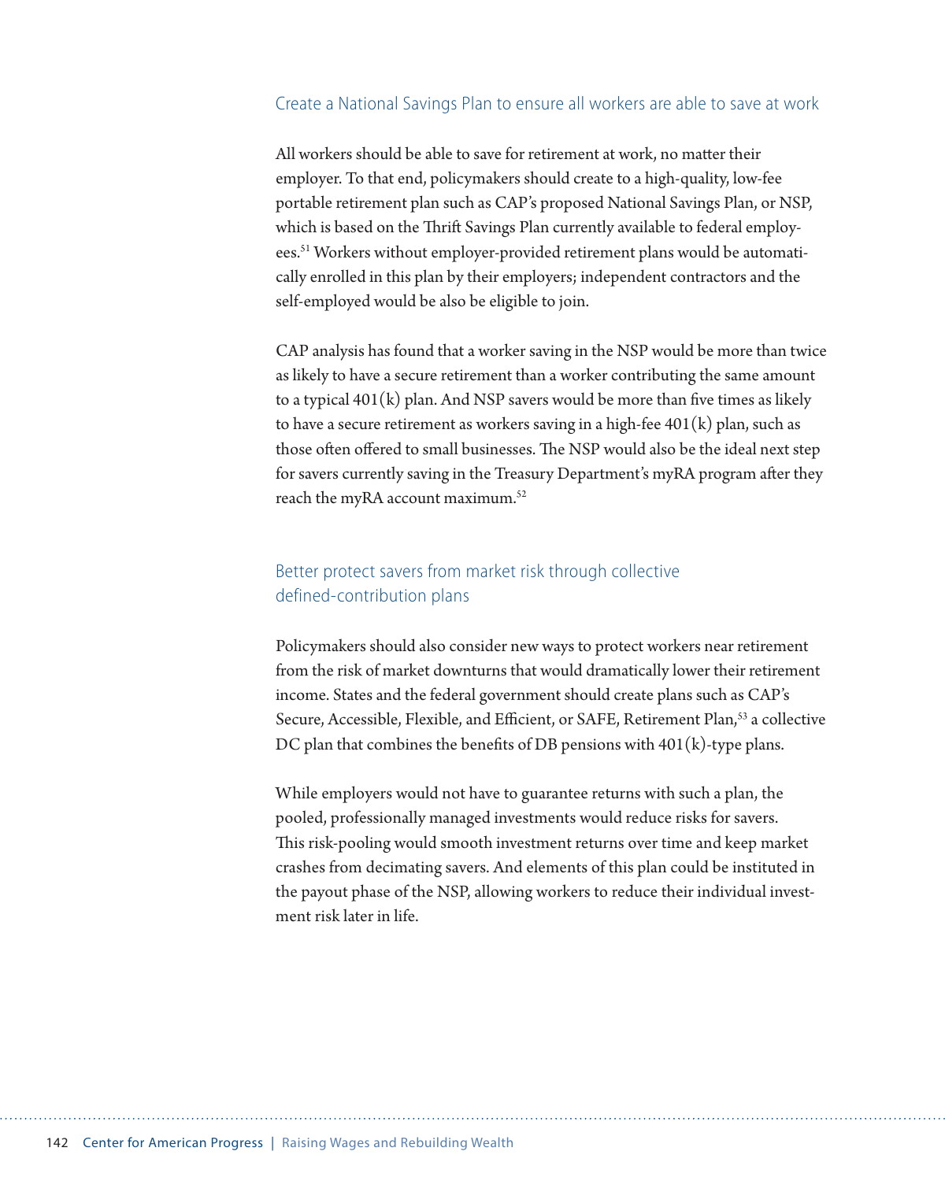### Create a National Savings Plan to ensure all workers are able to save at work

All workers should be able to save for retirement at work, no matter their employer. To that end, policymakers should create to a high-quality, low-fee portable retirement plan such as CAP's proposed National Savings Plan, or NSP, which is based on the Thrift Savings Plan currently available to federal employees.[51] Workers without employer-provided retirement plans would be automatically enrolled in this plan by their employers; independent contractors and the self-employed would be also be eligible to join.

CAP analysis has found that a worker saving in the NSP would be more than twice as likely to have a secure retirement than a worker contributing the same amount to a typical 401(k) plan. And NSP savers would be more than five times as likely to have a secure retirement as workers saving in a high-fee 401(k) plan, such as those often offered to small businesses. The NSP would also be the ideal next step for savers currently saving in the Treasury Department's myRA program after they reach the myRA account maximum.[52]

### Better protect savers from market risk through collective defined-contribution plans

Policymakers should also consider new ways to protect workers near retirement from the risk of market downturns that would dramatically lower their retirement income. States and the federal government should create plans such as CAP's Secure, Accessible, Flexible, and Efficient, or SAFE, Retirement Plan,[53] a collective DC plan that combines the benefits of DB pensions with 401(k)-type plans.

While employers would not have to guarantee returns with such a plan, the pooled, professionally managed investments would reduce risks for savers. This risk-pooling would smooth investment returns over time and keep market crashes from decimating savers. And elements of this plan could be instituted in the payout phase of the NSP, allowing workers to reduce their individual investment risk later in life.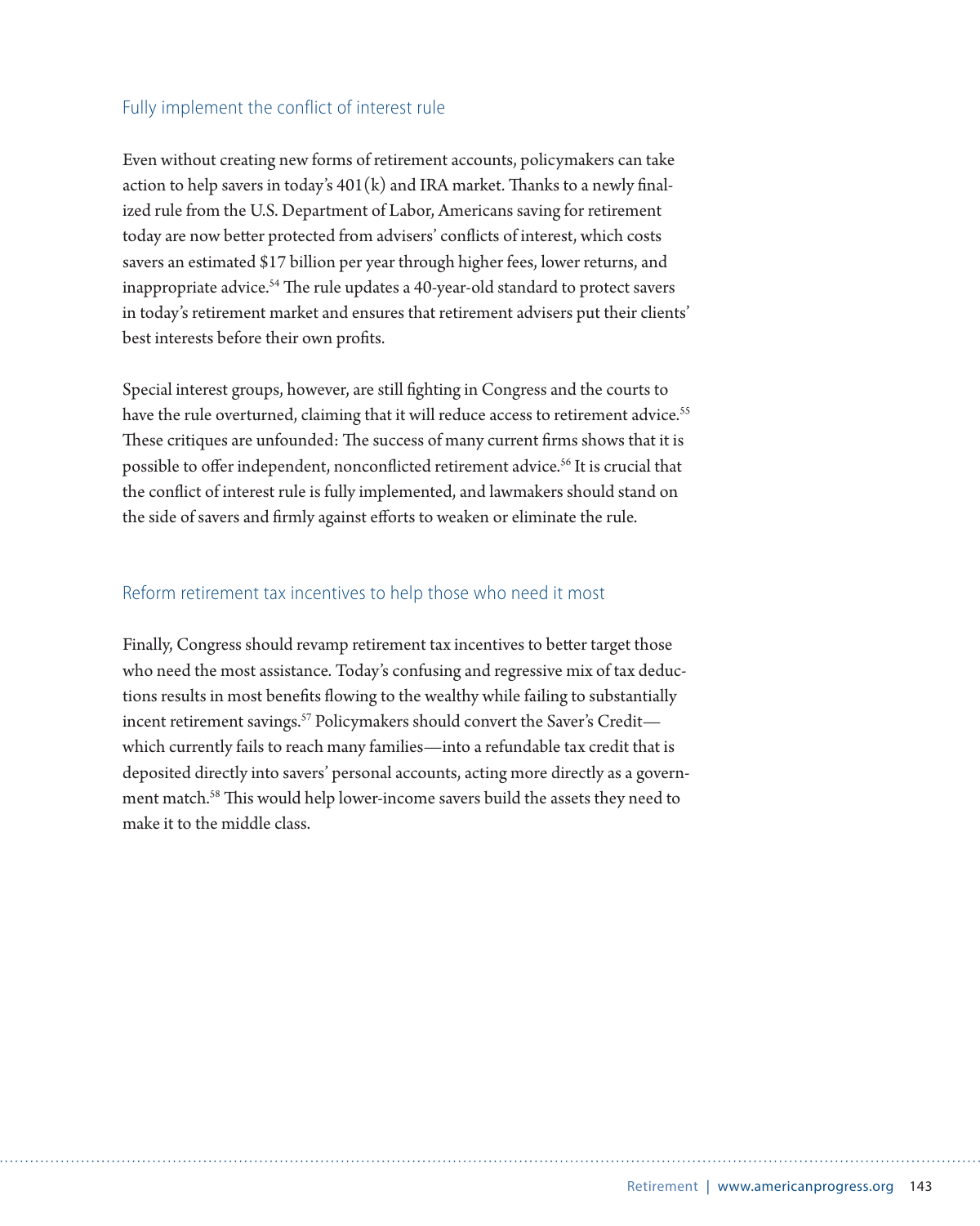## Fully implement the conflict of interest rule

Even without creating new forms of retirement accounts, policymakers can take action to help savers in today's 401(k) and IRA market. Thanks to a newly finalized rule from the U.S. Department of Labor, Americans saving for retirement today are now better protected from advisers' conflicts of interest, which costs savers an estimated $17 billion per year through higher fees, lower returns, and inappropriate advice.[54] The rule updates a 40-year-old standard to protect savers in today's retirement market and ensures that retirement advisers put their clients' best interests before their own profits.

Special interest groups, however, are still fighting in Congress and the courts to have the rule overturned, claiming that it will reduce access to retirement advice.[55] These critiques are unfounded: The success of many current firms shows that it is possible to offer independent, nonconflicted retirement advice.[56] It is crucial that the conflict of interest rule is fully implemented, and lawmakers should stand on the side of savers and firmly against efforts to weaken or eliminate the rule.

## Reform retirement tax incentives to help those who need it most

Finally, Congress should revamp retirement tax incentives to better target those who need the most assistance. Today's confusing and regressive mix of tax deductions results in most benefits flowing to the wealthy while failing to substantially incent retirement savings.[57] Policymakers should convert the Saver's Credit—which currently fails to reach many families—into a refundable tax credit that is deposited directly into savers' personal accounts, acting more directly as a government match.[58] This would help lower-income savers build the assets they need to make it to the middle class.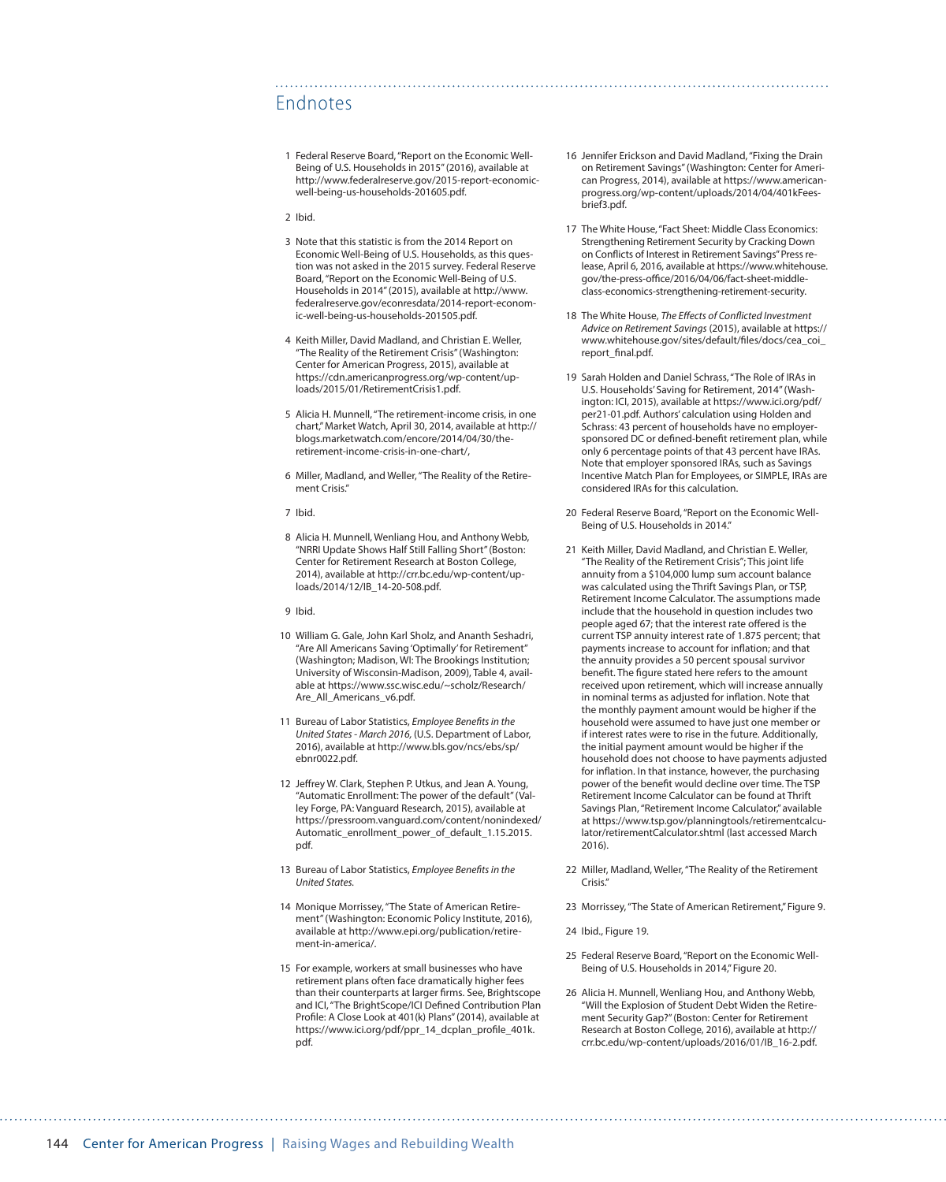## Endnotes

1. Federal Reserve Board, "Report on the Economic Well-Being of U.S. Households in 2015" (2016), available at http://www.federalreserve.gov/2015-report-economic-well-being-us-households-201605.pdf.
2. Ibid.
3. Note that this statistic is from the 2014 Report on Economic Well-Being of U.S. Households, as this question was not asked in the 2015 survey. Federal Reserve Board, "Report on the Economic Well-Being of U.S. Households in 2014" (2015), available at http://www.federalreserve.gov/econresdata/2014-report-economic-well-being-us-households-201505.pdf.
4. Keith Miller, David Madland, and Christian E. Weller, "The Reality of the Retirement Crisis" (Washington: Center for American Progress, 2015), available at https://cdn.americanprogress.org/wp-content/uploads/2015/01/RetirementCrisis1.pdf.
5. Alicia H. Munnell, "The retirement-income crisis, in one chart," Market Watch, April 30, 2014, available at http://blogs.marketwatch.com/encore/2014/04/30/the-retirement-income-crisis-in-one-chart/,
6. Miller, Madland, and Weller, "The Reality of the Retirement Crisis."
7. Ibid.
8. Alicia H. Munnell, Wenliang Hou, and Anthony Webb, "NRRI Update Shows Half Still Falling Short" (Boston: Center for Retirement Research at Boston College, 2014), available at http://crr.bc.edu/wp-content/uploads/2014/12/IB_14-20-508.pdf.
9. Ibid.
10. William G. Gale, John Karl Sholz, and Ananth Seshadri, "Are All Americans Saving 'Optimally' for Retirement" (Washington; Madison, WI: The Brookings Institution; University of Wisconsin-Madison, 2009), Table 4, available at https://www.ssc.wisc.edu/~scholz/Research/Are_All_Americans_v6.pdf.
11. Bureau of Labor Statistics, *Employee Benefits in the United States - March 2016,* (U.S. Department of Labor, 2016), available at http://www.bls.gov/ncs/ebs/sp/ebnr0022.pdf.
12. Jeffrey W. Clark, Stephen P. Utkus, and Jean A. Young, "Automatic Enrollment: The power of the default" (Valley Forge, PA: Vanguard Research, 2015), available at https://pressroom.vanguard.com/content/nonindexed/Automatic_enrollment_power_of_default_1.15.2015.pdf.
13. Bureau of Labor Statistics, *Employee Benefits in the United States.*
14. Monique Morrissey, "The State of American Retirement" (Washington: Economic Policy Institute, 2016), available at http://www.epi.org/publication/retirement-in-america/.
15. For example, workers at small businesses who have retirement plans often face dramatically higher fees than their counterparts at larger firms. See, Brightscope and ICI, "The BrightScope/ICI Defined Contribution Plan Profile: A Close Look at 401(k) Plans" (2014), available at https://www.ici.org/pdf/ppr_14_dcplan_profile_401k.pdf.
16. Jennifer Erickson and David Madland, "Fixing the Drain on Retirement Savings" (Washington: Center for American Progress, 2014), available at https://www.americanprogress.org/wp-content/uploads/2014/04/401kFeesbrief3.pdf.
17. The White House, "Fact Sheet: Middle Class Economics: Strengthening Retirement Security by Cracking Down on Conflicts of Interest in Retirement Savings" Press release, April 6, 2016, available at https://www.whitehouse.gov/the-press-office/2016/04/06/fact-sheet-middle-class-economics-strengthening-retirement-security.
18. The White House, *The Effects of Conflicted Investment Advice on Retirement Savings* (2015), available at https://www.whitehouse.gov/sites/default/files/docs/cea_coi_report_final.pdf.
19. Sarah Holden and Daniel Schrass, "The Role of IRAs in U.S. Households' Saving for Retirement, 2014" (Washington: ICI, 2015), available at https://www.ici.org/pdf/per21-01.pdf. Authors' calculation using Holden and Schrass: 43 percent of households have no employer-sponsored DC or defined-benefit retirement plan, while only 6 percentage points of that 43 percent have IRAs. Note that employer sponsored IRAs, such as Savings Incentive Match Plan for Employees, or SIMPLE, IRAs are considered IRAs for this calculation.
20. Federal Reserve Board, "Report on the Economic Well-Being of U.S. Households in 2014."
21. Keith Miller, David Madland, and Christian E. Weller, "The Reality of the Retirement Crisis"; This joint life annuity from a $104,000 lump sum account balance was calculated using the Thrift Savings Plan, or TSP, Retirement Income Calculator. The assumptions made include that the household in question includes two people aged 67; that the interest rate offered is the current TSP annuity interest rate of 1.875 percent; that payments increase to account for inflation; and that the annuity provides a 50 percent spousal survivor benefit. The figure stated here refers to the amount received upon retirement, which will increase annually in nominal terms as adjusted for inflation. Note that the monthly payment amount would be higher if the household were assumed to have just one member or if interest rates were to rise in the future. Additionally, the initial payment amount would be higher if the household does not choose to have payments adjusted for inflation. In that instance, however, the purchasing power of the benefit would decline over time. The TSP Retirement Income Calculator can be found at Thrift Savings Plan, "Retirement Income Calculator," available at https://www.tsp.gov/planningtools/retirementcalculator/retirementCalculator.shtml (last accessed March 2016).
22. Miller, Madland, Weller, "The Reality of the Retirement Crisis."
23. Morrissey, "The State of American Retirement," Figure 9.
24. Ibid., Figure 19.
25. Federal Reserve Board, "Report on the Economic Well-Being of U.S. Households in 2014," Figure 20.
26. Alicia H. Munnell, Wenliang Hou, and Anthony Webb, "Will the Explosion of Student Debt Widen the Retirement Security Gap?" (Boston: Center for Retirement Research at Boston College, 2016), available at http://crr.bc.edu/wp-content/uploads/2016/01/IB_16-2.pdf.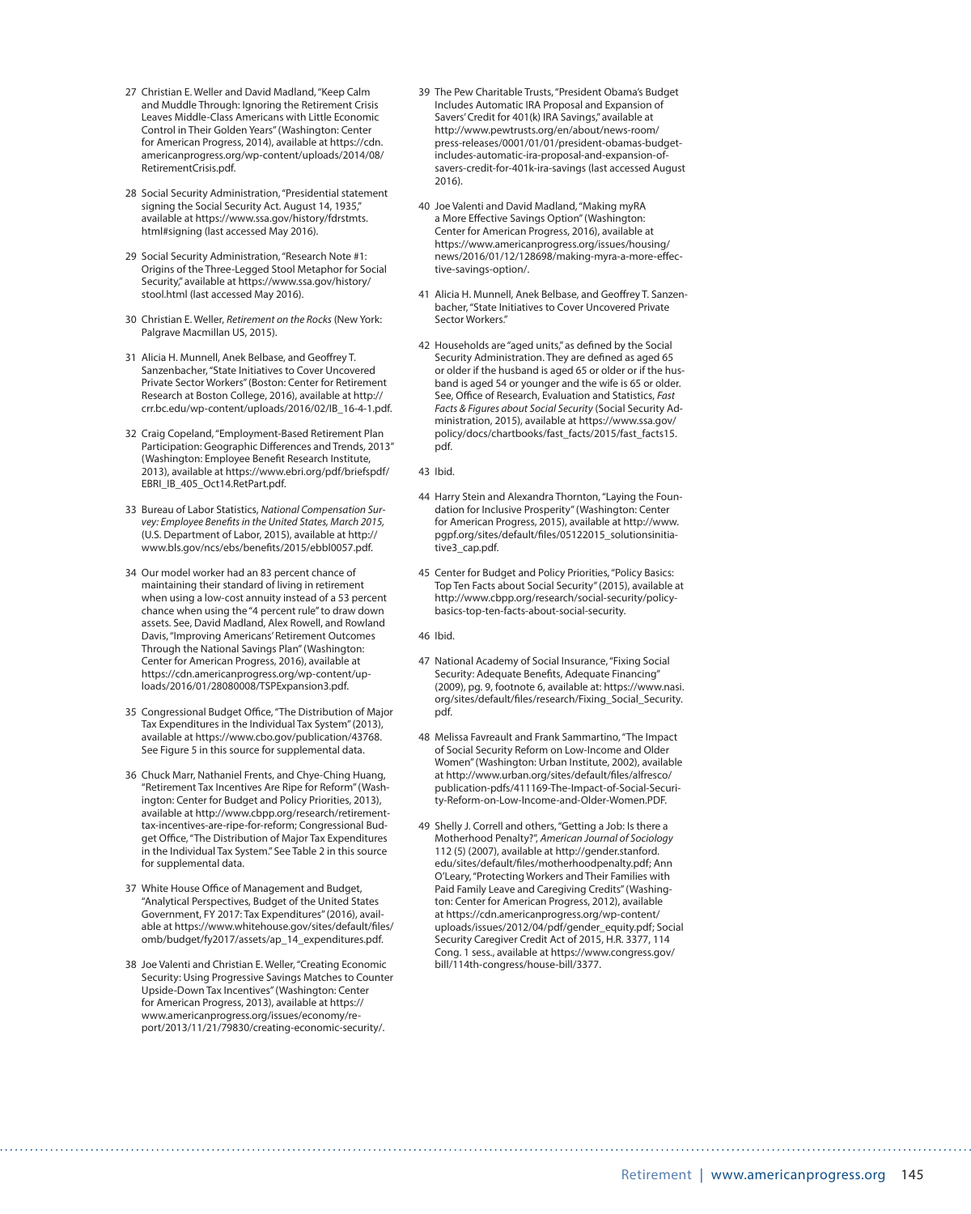27 Christian E. Weller and David Madland, "Keep Calm and Muddle Through: Ignoring the Retirement Crisis Leaves Middle-Class Americans with Little Economic Control in Their Golden Years" (Washington: Center for American Progress, 2014), available at https://cdn.americanprogress.org/wp-content/uploads/2014/08/RetirementCrisis.pdf.

28 Social Security Administration, "Presidential statement signing the Social Security Act. August 14, 1935," available at https://www.ssa.gov/history/fdrstmts.html#signing (last accessed May 2016).

29 Social Security Administration, "Research Note #1: Origins of the Three-Legged Stool Metaphor for Social Security," available at https://www.ssa.gov/history/stool.html (last accessed May 2016).

30 Christian E. Weller, *Retirement on the Rocks* (New York: Palgrave Macmillan US, 2015).

31 Alicia H. Munnell, Anek Belbase, and Geoffrey T. Sanzenbacher, "State Initiatives to Cover Uncovered Private Sector Workers" (Boston: Center for Retirement Research at Boston College, 2016), available at http://crr.bc.edu/wp-content/uploads/2016/02/IB_16-4-1.pdf.

32 Craig Copeland, "Employment-Based Retirement Plan Participation: Geographic Differences and Trends, 2013" (Washington: Employee Benefit Research Institute, 2013), available at https://www.ebri.org/pdf/briefspdf/EBRI_IB_405_Oct14.RetPart.pdf.

33 Bureau of Labor Statistics, *National Compensation Survey: Employee Benefits in the United States, March 2015*, (U.S. Department of Labor, 2015), available at http://www.bls.gov/ncs/ebs/benefits/2015/ebbl0057.pdf.

34 Our model worker had an 83 percent chance of maintaining their standard of living in retirement when using a low-cost annuity instead of a 53 percent chance when using the "4 percent rule" to draw down assets. See, David Madland, Alex Rowell, and Rowland Davis, "Improving Americans' Retirement Outcomes Through the National Savings Plan" (Washington: Center for American Progress, 2016), available at https://cdn.americanprogress.org/wp-content/uploads/2016/01/28080008/TSPExpansion3.pdf.

35 Congressional Budget Office, "The Distribution of Major Tax Expenditures in the Individual Tax System" (2013), available at https://www.cbo.gov/publication/43768. See Figure 5 in this source for supplemental data.

36 Chuck Marr, Nathaniel Frents, and Chye-Ching Huang, "Retirement Tax Incentives Are Ripe for Reform" (Washington: Center for Budget and Policy Priorities, 2013), available at http://www.cbpp.org/research/retirement-tax-incentives-are-ripe-for-reform; Congressional Budget Office, "The Distribution of Major Tax Expenditures in the Individual Tax System." See Table 2 in this source for supplemental data.

37 White House Office of Management and Budget, "Analytical Perspectives, Budget of the United States Government, FY 2017: Tax Expenditures" (2016), available at https://www.whitehouse.gov/sites/default/files/omb/budget/fy2017/assets/ap_14_expenditures.pdf.

38 Joe Valenti and Christian E. Weller, "Creating Economic Security: Using Progressive Savings Matches to Counter Upside-Down Tax Incentives" (Washington: Center for American Progress, 2013), available at https://www.americanprogress.org/issues/economy/report/2013/11/21/79830/creating-economic-security/.

39 The Pew Charitable Trusts, "President Obama's Budget Includes Automatic IRA Proposal and Expansion of Savers' Credit for 401(k) IRA Savings," available at http://www.pewtrusts.org/en/about/news-room/press-releases/0001/01/01/president-obamas-budget-includes-automatic-ira-proposal-and-expansion-of-savers-credit-for-401k-ira-savings (last accessed August 2016).

40 Joe Valenti and David Madland, "Making myRA a More Effective Savings Option" (Washington: Center for American Progress, 2016), available at https://www.americanprogress.org/issues/housing/news/2016/01/12/128698/making-myra-a-more-effective-savings-option/.

41 Alicia H. Munnell, Anek Belbase, and Geoffrey T. Sanzenbacher, "State Initiatives to Cover Uncovered Private Sector Workers."

42 Households are "aged units," as defined by the Social Security Administration. They are defined as aged 65 or older if the husband is aged 65 or older or if the husband is aged 54 or younger and the wife is 65 or older. See, Office of Research, Evaluation and Statistics, *Fast Facts & Figures about Social Security* (Social Security Administration, 2015), available at https://www.ssa.gov/policy/docs/chartbooks/fast_facts/2015/fast_facts15.pdf.

43 Ibid.

44 Harry Stein and Alexandra Thornton, "Laying the Foundation for Inclusive Prosperity" (Washington: Center for American Progress, 2015), available at http://www.pgpf.org/sites/default/files/05122015_solutionsinitiative3_cap.pdf.

45 Center for Budget and Policy Priorities, "Policy Basics: Top Ten Facts about Social Security" (2015), available at http://www.cbpp.org/research/social-security/policy-basics-top-ten-facts-about-social-security.

46 Ibid.

47 National Academy of Social Insurance, "Fixing Social Security: Adequate Benefits, Adequate Financing" (2009), pg. 9, footnote 6, available at: https://www.nasi.org/sites/default/files/research/Fixing_Social_Security.pdf.

48 Melissa Favreault and Frank Sammartino, "The Impact of Social Security Reform on Low-Income and Older Women" (Washington: Urban Institute, 2002), available at http://www.urban.org/sites/default/files/alfresco/publication-pdfs/411169-The-Impact-of-Social-Security-Reform-on-Low-Income-and-Older-Women.PDF.

49 Shelly J. Correll and others, "Getting a Job: Is there a Motherhood Penalty?", *American Journal of Sociology* 112 (5) (2007), available at http://gender.stanford.edu/sites/default/files/motherhoodpenalty.pdf; Ann O'Leary, "Protecting Workers and Their Families with Paid Family Leave and Caregiving Credits" (Washington: Center for American Progress, 2012), available at https://cdn.americanprogress.org/wp-content/uploads/issues/2012/04/pdf/gender_equity.pdf; Social Security Caregiver Credit Act of 2015, H.R. 3377, 114 Cong. 1 sess., available at https://www.congress.gov/bill/114th-congress/house-bill/3377.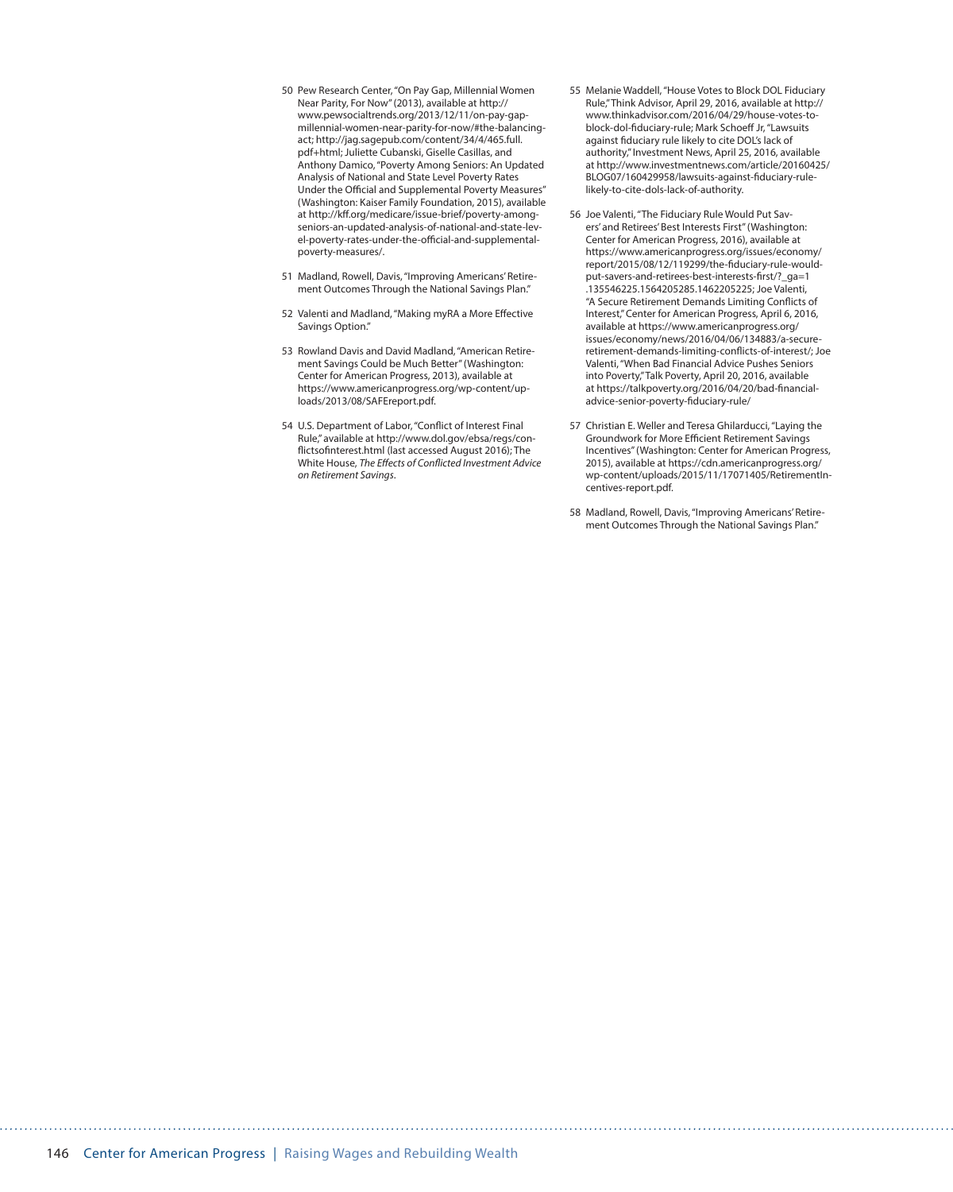50 Pew Research Center, "On Pay Gap, Millennial Women Near Parity, For Now" (2013), available at http://www.pewsocialtrends.org/2013/12/11/on-pay-gap-millennial-women-near-parity-for-now/#the-balancing-act; http://jag.sagepub.com/content/34/4/465.full.pdf+html; Juliette Cubanski, Giselle Casillas, and Anthony Damico, "Poverty Among Seniors: An Updated Analysis of National and State Level Poverty Rates Under the Official and Supplemental Poverty Measures" (Washington: Kaiser Family Foundation, 2015), available at http://kff.org/medicare/issue-brief/poverty-among-seniors-an-updated-analysis-of-national-and-state-level-poverty-rates-under-the-official-and-supplemental-poverty-measures/.

51 Madland, Rowell, Davis, "Improving Americans' Retirement Outcomes Through the National Savings Plan."

52 Valenti and Madland, "Making myRA a More Effective Savings Option."

53 Rowland Davis and David Madland, "American Retirement Savings Could be Much Better" (Washington: Center for American Progress, 2013), available at https://www.americanprogress.org/wp-content/uploads/2013/08/SAFEreport.pdf.

54 U.S. Department of Labor, "Conflict of Interest Final Rule," available at http://www.dol.gov/ebsa/regs/conflictsofinterest.html (last accessed August 2016); The White House, *The Effects of Conflicted Investment Advice on Retirement Savings*.

55 Melanie Waddell, "House Votes to Block DOL Fiduciary Rule," Think Advisor, April 29, 2016, available at http://www.thinkadvisor.com/2016/04/29/house-votes-to-block-dol-fiduciary-rule; Mark Schoeff Jr, "Lawsuits against fiduciary rule likely to cite DOL's lack of authority," Investment News, April 25, 2016, available at http://www.investmentnews.com/article/20160425/BLOG07/160429958/lawsuits-against-fiduciary-rule-likely-to-cite-dols-lack-of-authority.

56 Joe Valenti, "The Fiduciary Rule Would Put Savers' and Retirees' Best Interests First" (Washington: Center for American Progress, 2016), available at https://www.americanprogress.org/issues/economy/report/2015/08/12/119299/the-fiduciary-rule-would-put-savers-and-retirees-best-interests-first/?_ga=1.135546225.1564205285.1462205225; Joe Valenti, "A Secure Retirement Demands Limiting Conflicts of Interest," Center for American Progress, April 6, 2016, available at https://www.americanprogress.org/issues/economy/news/2016/04/06/134883/a-secure-retirement-demands-limiting-conflicts-of-interest/; Joe Valenti, "When Bad Financial Advice Pushes Seniors into Poverty," Talk Poverty, April 20, 2016, available at https://talkpoverty.org/2016/04/20/bad-financial-advice-senior-poverty-fiduciary-rule/

57 Christian E. Weller and Teresa Ghilarducci, "Laying the Groundwork for More Efficient Retirement Savings Incentives" (Washington: Center for American Progress, 2015), available at https://cdn.americanprogress.org/wp-content/uploads/2015/11/17071405/RetirementIncentives-report.pdf.

58 Madland, Rowell, Davis, "Improving Americans' Retirement Outcomes Through the National Savings Plan."